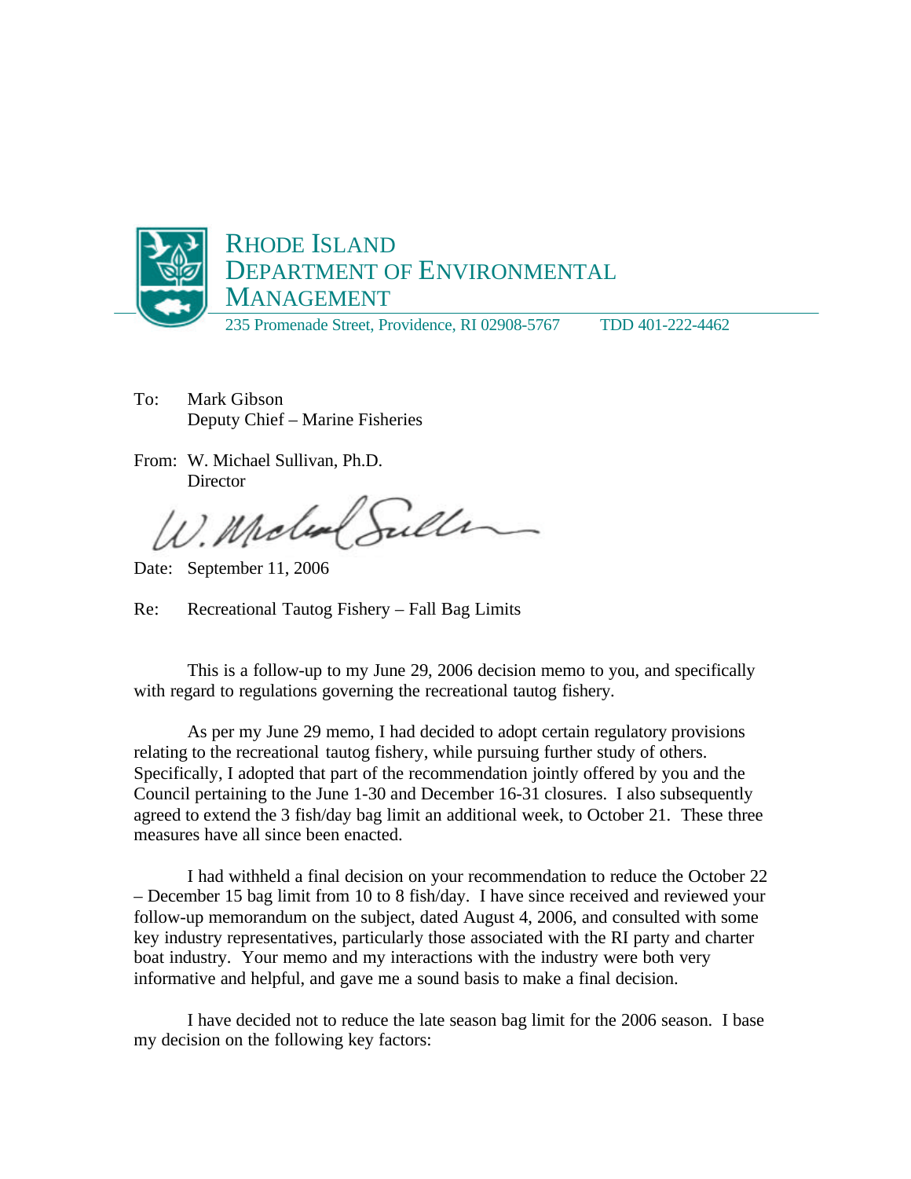# Rhode Island Department of Environmental Management

235 Promenade Street, Providence, RI 02908-5767 TDD 401-222-4462

To: Mark Gibson
Deputy Chief – Marine Fisheries

From: W. Michael Sullivan, Ph.D.
Director

Date: September 11, 2006

Re: Recreational Tautog Fishery – Fall Bag Limits

This is a follow-up to my June 29, 2006 decision memo to you, and specifically with regard to regulations governing the recreational tautog fishery.

As per my June 29 memo, I had decided to adopt certain regulatory provisions relating to the recreational tautog fishery, while pursuing further study of others. Specifically, I adopted that part of the recommendation jointly offered by you and the Council pertaining to the June 1-30 and December 16-31 closures. I also subsequently agreed to extend the 3 fish/day bag limit an additional week, to October 21. These three measures have all since been enacted.

I had withheld a final decision on your recommendation to reduce the October 22 – December 15 bag limit from 10 to 8 fish/day. I have since received and reviewed your follow-up memorandum on the subject, dated August 4, 2006, and consulted with some key industry representatives, particularly those associated with the RI party and charter boat industry. Your memo and my interactions with the industry were both very informative and helpful, and gave me a sound basis to make a final decision.

I have decided not to reduce the late season bag limit for the 2006 season. I base my decision on the following key factors: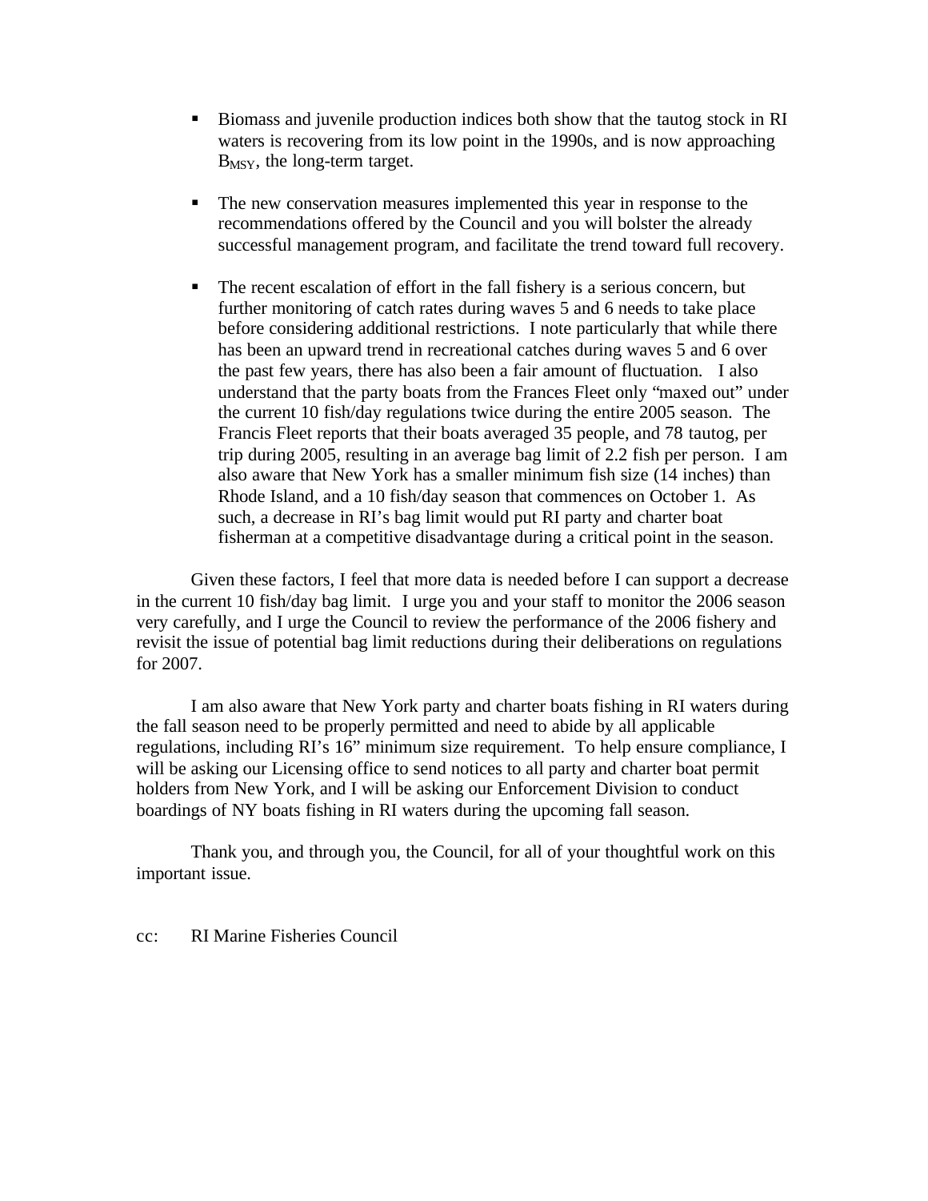- Biomass and juvenile production indices both show that the tautog stock in RI waters is recovering from its low point in the 1990s, and is now approaching $B_{MSY}$, the long-term target.

- The new conservation measures implemented this year in response to the recommendations offered by the Council and you will bolster the already successful management program, and facilitate the trend toward full recovery.

- The recent escalation of effort in the fall fishery is a serious concern, but further monitoring of catch rates during waves 5 and 6 needs to take place before considering additional restrictions. I note particularly that while there has been an upward trend in recreational catches during waves 5 and 6 over the past few years, there has also been a fair amount of fluctuation. I also understand that the party boats from the Frances Fleet only "maxed out" under the current 10 fish/day regulations twice during the entire 2005 season. The Francis Fleet reports that their boats averaged 35 people, and 78 tautog, per trip during 2005, resulting in an average bag limit of 2.2 fish per person. I am also aware that New York has a smaller minimum fish size (14 inches) than Rhode Island, and a 10 fish/day season that commences on October 1. As such, a decrease in RI's bag limit would put RI party and charter boat fisherman at a competitive disadvantage during a critical point in the season.

Given these factors, I feel that more data is needed before I can support a decrease in the current 10 fish/day bag limit. I urge you and your staff to monitor the 2006 season very carefully, and I urge the Council to review the performance of the 2006 fishery and revisit the issue of potential bag limit reductions during their deliberations on regulations for 2007.

I am also aware that New York party and charter boats fishing in RI waters during the fall season need to be properly permitted and need to abide by all applicable regulations, including RI's 16" minimum size requirement. To help ensure compliance, I will be asking our Licensing office to send notices to all party and charter boat permit holders from New York, and I will be asking our Enforcement Division to conduct boardings of NY boats fishing in RI waters during the upcoming fall season.

Thank you, and through you, the Council, for all of your thoughtful work on this important issue.

cc: RI Marine Fisheries Council